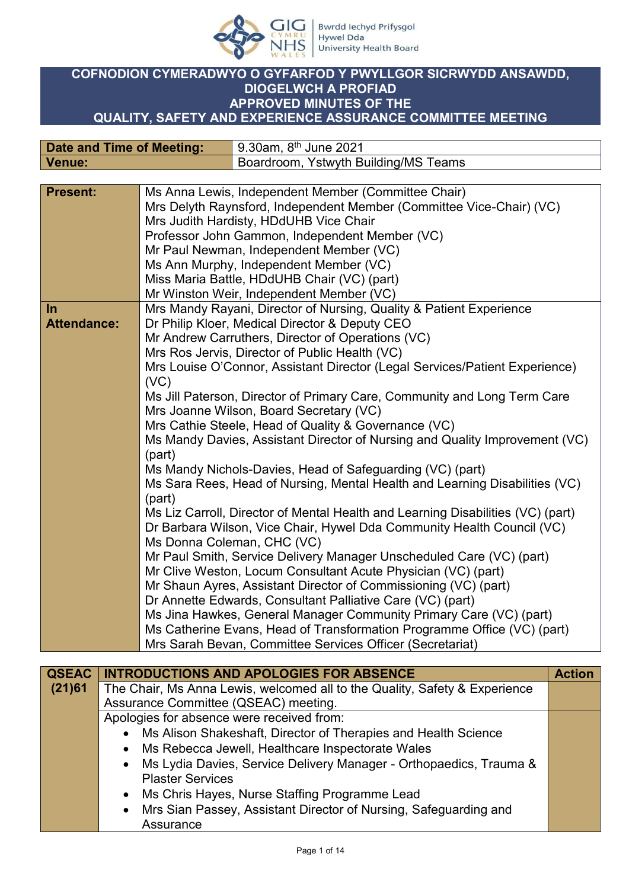# COFNODION CYMERADWYO O GYFARFOD Y PWYLLGOR SICRWYDD ANSAWDD, DIOGELWCH A PROFIAD
# APPROVED MINUTES OF THE QUALITY, SAFETY AND EXPERIENCE ASSURANCE COMMITTEE MEETING

| Date and Time of Meeting: | 9.30am, 8th June 2021 |
|---|---|
| Venue: | Boardroom, Ystwyth Building/MS Teams |

| | |
|---|---|
| **Present:** | Ms Anna Lewis, Independent Member (Committee Chair)<br>Mrs Delyth Raynsford, Independent Member (Committee Vice-Chair) (VC)<br>Mrs Judith Hardisty, HDdUHB Vice Chair<br>Professor John Gammon, Independent Member (VC)<br>Mr Paul Newman, Independent Member (VC)<br>Ms Ann Murphy, Independent Member (VC)<br>Miss Maria Battle, HDdUHB Chair (VC) (part)<br>Mr Winston Weir, Independent Member (VC) |
| **In Attendance:** | Mrs Mandy Rayani, Director of Nursing, Quality & Patient Experience<br>Dr Philip Kloer, Medical Director & Deputy CEO<br>Mr Andrew Carruthers, Director of Operations (VC)<br>Mrs Ros Jervis, Director of Public Health (VC)<br>Mrs Louise O'Connor, Assistant Director (Legal Services/Patient Experience) (VC)<br>Ms Jill Paterson, Director of Primary Care, Community and Long Term Care<br>Mrs Joanne Wilson, Board Secretary (VC)<br>Mrs Cathie Steele, Head of Quality & Governance (VC)<br>Ms Mandy Davies, Assistant Director of Nursing and Quality Improvement (VC) (part)<br>Ms Mandy Nichols-Davies, Head of Safeguarding (VC) (part)<br>Ms Sara Rees, Head of Nursing, Mental Health and Learning Disabilities (VC) (part)<br>Ms Liz Carroll, Director of Mental Health and Learning Disabilities (VC) (part)<br>Dr Barbara Wilson, Vice Chair, Hywel Dda Community Health Council (VC)<br>Ms Donna Coleman, CHC (VC)<br>Mr Paul Smith, Service Delivery Manager Unscheduled Care (VC) (part)<br>Mr Clive Weston, Locum Consultant Acute Physician (VC) (part)<br>Mr Shaun Ayres, Assistant Director of Commissioning (VC) (part)<br>Dr Annette Edwards, Consultant Palliative Care (VC) (part)<br>Ms Jina Hawkes, General Manager Community Primary Care (VC) (part)<br>Ms Catherine Evans, Head of Transformation Programme Office (VC) (part)<br>Mrs Sarah Bevan, Committee Services Officer (Secretariat) |

| QSEAC (21)61 | INTRODUCTIONS AND APOLOGIES FOR ABSENCE | Action |
|---|---|---|
| | The Chair, Ms Anna Lewis, welcomed all to the Quality, Safety & Experience Assurance Committee (QSEAC) meeting. | |
| | Apologies for absence were received from:<br>• Ms Alison Shakeshaft, Director of Therapies and Health Science<br>• Ms Rebecca Jewell, Healthcare Inspectorate Wales<br>• Ms Lydia Davies, Service Delivery Manager - Orthopaedics, Trauma & Plaster Services<br>• Ms Chris Hayes, Nurse Staffing Programme Lead<br>• Mrs Sian Passey, Assistant Director of Nursing, Safeguarding and Assurance | |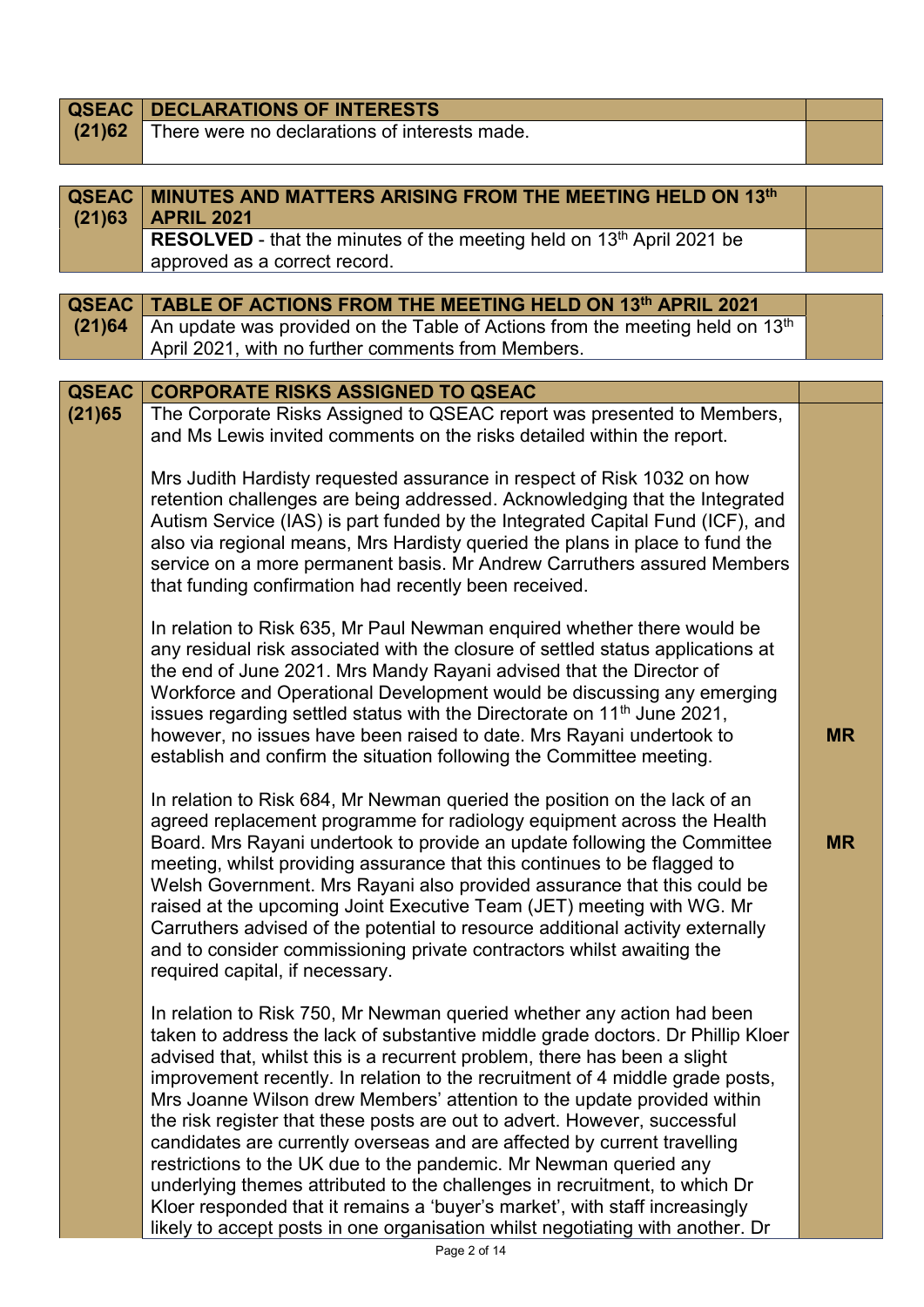| QSEAC (21)62 | DECLARATIONS OF INTERESTS | |
|---|---|---|
| | There were no declarations of interests made. | |

| QSEAC (21)63 | MINUTES AND MATTERS ARISING FROM THE MEETING HELD ON 13th APRIL 2021 | |
|---|---|---|
| | **RESOLVED** - that the minutes of the meeting held on 13th April 2021 be approved as a correct record. | |

| QSEAC (21)64 | TABLE OF ACTIONS FROM THE MEETING HELD ON 13th APRIL 2021 | |
|---|---|---|
| | An update was provided on the Table of Actions from the meeting held on 13th April 2021, with no further comments from Members. | |

| QSEAC (21)65 | CORPORATE RISKS ASSIGNED TO QSEAC | |
|---|---|---|
| | The Corporate Risks Assigned to QSEAC report was presented to Members, and Ms Lewis invited comments on the risks detailed within the report. | |
| | Mrs Judith Hardisty requested assurance in respect of Risk 1032 on how retention challenges are being addressed. Acknowledging that the Integrated Autism Service (IAS) is part funded by the Integrated Capital Fund (ICF), and also via regional means, Mrs Hardisty queried the plans in place to fund the service on a more permanent basis. Mr Andrew Carruthers assured Members that funding confirmation had recently been received. | |
| | In relation to Risk 635, Mr Paul Newman enquired whether there would be any residual risk associated with the closure of settled status applications at the end of June 2021. Mrs Mandy Rayani advised that the Director of Workforce and Operational Development would be discussing any emerging issues regarding settled status with the Directorate on 11th June 2021, however, no issues have been raised to date. Mrs Rayani undertook to establish and confirm the situation following the Committee meeting. | **MR** |
| | In relation to Risk 684, Mr Newman queried the position on the lack of an agreed replacement programme for radiology equipment across the Health Board. Mrs Rayani undertook to provide an update following the Committee meeting, whilst providing assurance that this continues to be flagged to Welsh Government. Mrs Rayani also provided assurance that this could be raised at the upcoming Joint Executive Team (JET) meeting with WG. Mr Carruthers advised of the potential to resource additional activity externally and to consider commissioning private contractors whilst awaiting the required capital, if necessary. | **MR** |
| | In relation to Risk 750, Mr Newman queried whether any action had been taken to address the lack of substantive middle grade doctors. Dr Phillip Kloer advised that, whilst this is a recurrent problem, there has been a slight improvement recently. In relation to the recruitment of 4 middle grade posts, Mrs Joanne Wilson drew Members' attention to the update provided within the risk register that these posts are out to advert. However, successful candidates are currently overseas and are affected by current travelling restrictions to the UK due to the pandemic. Mr Newman queried any underlying themes attributed to the challenges in recruitment, to which Dr Kloer responded that it remains a 'buyer's market', with staff increasingly likely to accept posts in one organisation whilst negotiating with another. Dr | |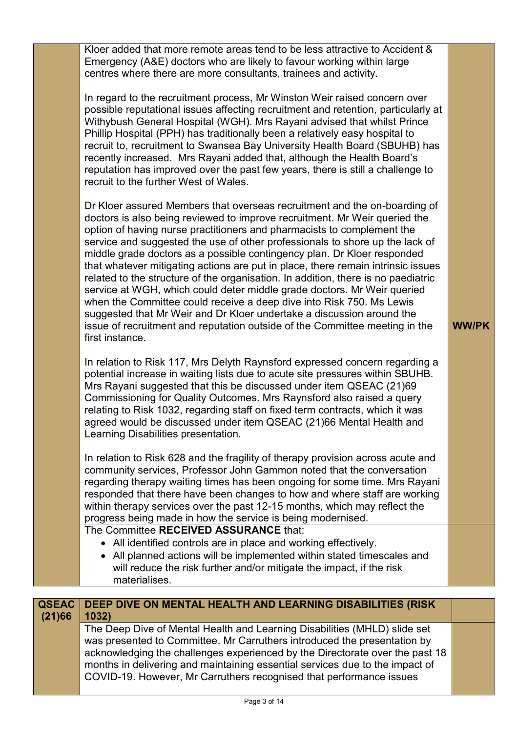| | | |
|---|---|---|
| | Kloer added that more remote areas tend to be less attractive to Accident & Emergency (A&E) doctors who are likely to favour working within large centres where there are more consultants, trainees and activity.<br><br>In regard to the recruitment process, Mr Winston Weir raised concern over possible reputational issues affecting recruitment and retention, particularly at Withybush General Hospital (WGH). Mrs Rayani advised that whilst Prince Phillip Hospital (PPH) has traditionally been a relatively easy hospital to recruit to, recruitment to Swansea Bay University Health Board (SBUHB) has recently increased. Mrs Rayani added that, although the Health Board's reputation has improved over the past few years, there is still a challenge to recruit to the further West of Wales.<br><br>Dr Kloer assured Members that overseas recruitment and the on-boarding of doctors is also being reviewed to improve recruitment. Mr Weir queried the option of having nurse practitioners and pharmacists to complement the service and suggested the use of other professionals to shore up the lack of middle grade doctors as a possible contingency plan. Dr Kloer responded that whatever mitigating actions are put in place, there remain intrinsic issues related to the structure of the organisation. In addition, there is no paediatric service at WGH, which could deter middle grade doctors. Mr Weir queried when the Committee could receive a deep dive into Risk 750. Ms Lewis suggested that Mr Weir and Dr Kloer undertake a discussion around the issue of recruitment and reputation outside of the Committee meeting in the first instance.<br><br>In relation to Risk 117, Mrs Delyth Raynsford expressed concern regarding a potential increase in waiting lists due to acute site pressures within SBUHB. Mrs Rayani suggested that this be discussed under item QSEAC (21)69 Commissioning for Quality Outcomes. Mrs Raynsford also raised a query relating to Risk 1032, regarding staff on fixed term contracts, which it was agreed would be discussed under item QSEAC (21)66 Mental Health and Learning Disabilities presentation.<br><br>In relation to Risk 628 and the fragility of therapy provision across acute and community services, Professor John Gammon noted that the conversation regarding therapy waiting times has been ongoing for some time. Mrs Rayani responded that there have been changes to how and where staff are working within therapy services over the past 12-15 months, which may reflect the progress being made in how the service is being modernised. | **WW/PK** |
| | The Committee **RECEIVED ASSURANCE** that:<br>• All identified controls are in place and working effectively.<br>• All planned actions will be implemented within stated timescales and will reduce the risk further and/or mitigate the impact, if the risk materialises. | |

| | | |
|---|---|---|
| **QSEAC (21)66** | **DEEP DIVE ON MENTAL HEALTH AND LEARNING DISABILITIES (RISK 1032)** | |
| | The Deep Dive of Mental Health and Learning Disabilities (MHLD) slide set was presented to Committee. Mr Carruthers introduced the presentation by acknowledging the challenges experienced by the Directorate over the past 18 months in delivering and maintaining essential services due to the impact of COVID-19. However, Mr Carruthers recognised that performance issues | |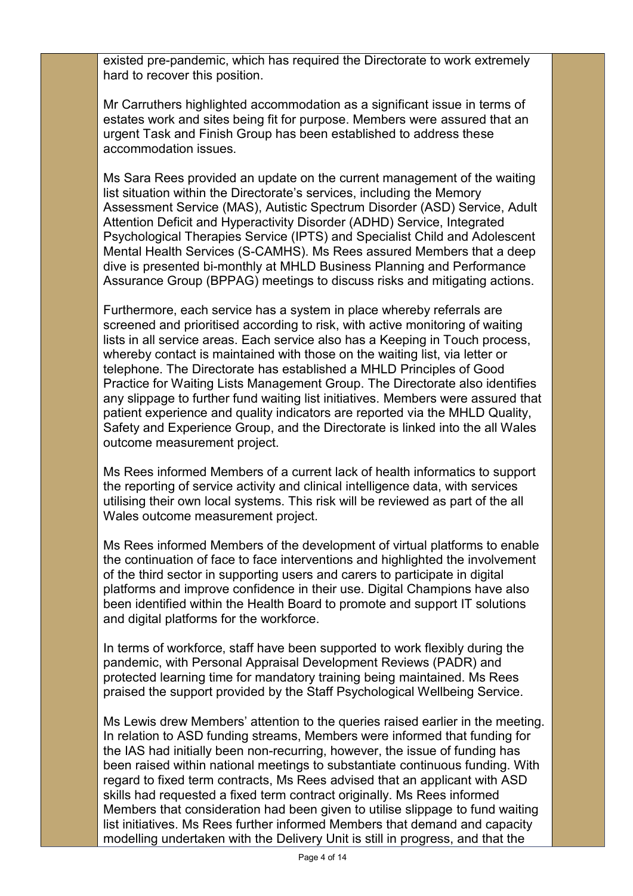existed pre-pandemic, which has required the Directorate to work extremely hard to recover this position.

Mr Carruthers highlighted accommodation as a significant issue in terms of estates work and sites being fit for purpose. Members were assured that an urgent Task and Finish Group has been established to address these accommodation issues.

Ms Sara Rees provided an update on the current management of the waiting list situation within the Directorate's services, including the Memory Assessment Service (MAS), Autistic Spectrum Disorder (ASD) Service, Adult Attention Deficit and Hyperactivity Disorder (ADHD) Service, Integrated Psychological Therapies Service (IPTS) and Specialist Child and Adolescent Mental Health Services (S-CAMHS). Ms Rees assured Members that a deep dive is presented bi-monthly at MHLD Business Planning and Performance Assurance Group (BPPAG) meetings to discuss risks and mitigating actions.

Furthermore, each service has a system in place whereby referrals are screened and prioritised according to risk, with active monitoring of waiting lists in all service areas. Each service also has a Keeping in Touch process, whereby contact is maintained with those on the waiting list, via letter or telephone. The Directorate has established a MHLD Principles of Good Practice for Waiting Lists Management Group. The Directorate also identifies any slippage to further fund waiting list initiatives. Members were assured that patient experience and quality indicators are reported via the MHLD Quality, Safety and Experience Group, and the Directorate is linked into the all Wales outcome measurement project.

Ms Rees informed Members of a current lack of health informatics to support the reporting of service activity and clinical intelligence data, with services utilising their own local systems. This risk will be reviewed as part of the all Wales outcome measurement project.

Ms Rees informed Members of the development of virtual platforms to enable the continuation of face to face interventions and highlighted the involvement of the third sector in supporting users and carers to participate in digital platforms and improve confidence in their use. Digital Champions have also been identified within the Health Board to promote and support IT solutions and digital platforms for the workforce.

In terms of workforce, staff have been supported to work flexibly during the pandemic, with Personal Appraisal Development Reviews (PADR) and protected learning time for mandatory training being maintained. Ms Rees praised the support provided by the Staff Psychological Wellbeing Service.

Ms Lewis drew Members' attention to the queries raised earlier in the meeting. In relation to ASD funding streams, Members were informed that funding for the IAS had initially been non-recurring, however, the issue of funding has been raised within national meetings to substantiate continuous funding. With regard to fixed term contracts, Ms Rees advised that an applicant with ASD skills had requested a fixed term contract originally. Ms Rees informed Members that consideration had been given to utilise slippage to fund waiting list initiatives. Ms Rees further informed Members that demand and capacity modelling undertaken with the Delivery Unit is still in progress, and that the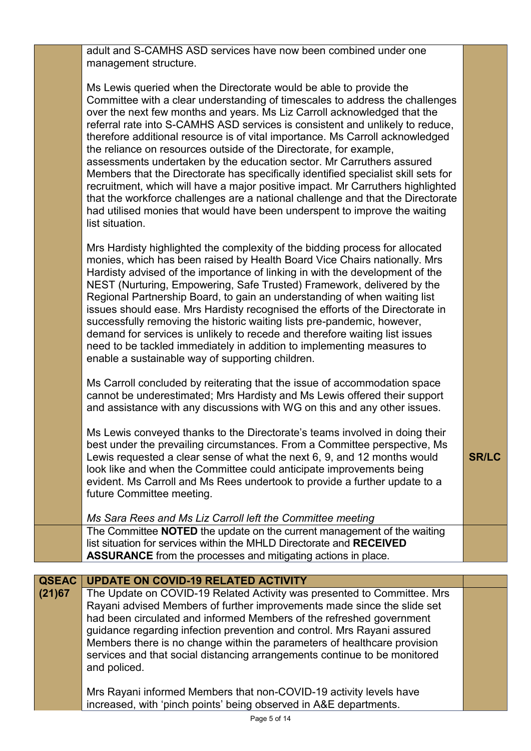| | | |
|---|---|---|
| | adult and S-CAMHS ASD services have now been combined under one management structure.<br><br>Ms Lewis queried when the Directorate would be able to provide the Committee with a clear understanding of timescales to address the challenges over the next few months and years. Ms Liz Carroll acknowledged that the referral rate into S-CAMHS ASD services is consistent and unlikely to reduce, therefore additional resource is of vital importance. Ms Carroll acknowledged the reliance on resources outside of the Directorate, for example, assessments undertaken by the education sector. Mr Carruthers assured Members that the Directorate has specifically identified specialist skill sets for recruitment, which will have a major positive impact. Mr Carruthers highlighted that the workforce challenges are a national challenge and that the Directorate had utilised monies that would have been underspent to improve the waiting list situation.<br><br>Mrs Hardisty highlighted the complexity of the bidding process for allocated monies, which has been raised by Health Board Vice Chairs nationally. Mrs Hardisty advised of the importance of linking in with the development of the NEST (Nurturing, Empowering, Safe Trusted) Framework, delivered by the Regional Partnership Board, to gain an understanding of when waiting list issues should ease. Mrs Hardisty recognised the efforts of the Directorate in successfully removing the historic waiting lists pre-pandemic, however, demand for services is unlikely to recede and therefore waiting list issues need to be tackled immediately in addition to implementing measures to enable a sustainable way of supporting children.<br><br>Ms Carroll concluded by reiterating that the issue of accommodation space cannot be underestimated; Mrs Hardisty and Ms Lewis offered their support and assistance with any discussions with WG on this and any other issues.<br><br>Ms Lewis conveyed thanks to the Directorate's teams involved in doing their best under the prevailing circumstances. From a Committee perspective, Ms Lewis requested a clear sense of what the next 6, 9, and 12 months would look like and when the Committee could anticipate improvements being evident. Ms Carroll and Ms Rees undertook to provide a further update to a future Committee meeting.<br><br>*Ms Sara Rees and Ms Liz Carroll left the Committee meeting* | **SR/LC** |
| | The Committee **NOTED** the update on the current management of the waiting list situation for services within the MHLD Directorate and **RECEIVED ASSURANCE** from the processes and mitigating actions in place. | |

| | | |
|---|---|---|
| **QSEAC (21)67** | **UPDATE ON COVID-19 RELATED ACTIVITY** | |
| | The Update on COVID-19 Related Activity was presented to Committee. Mrs Rayani advised Members of further improvements made since the slide set had been circulated and informed Members of the refreshed government guidance regarding infection prevention and control. Mrs Rayani assured Members there is no change within the parameters of healthcare provision services and that social distancing arrangements continue to be monitored and policed.<br><br>Mrs Rayani informed Members that non-COVID-19 activity levels have increased, with 'pinch points' being observed in A&E departments. | |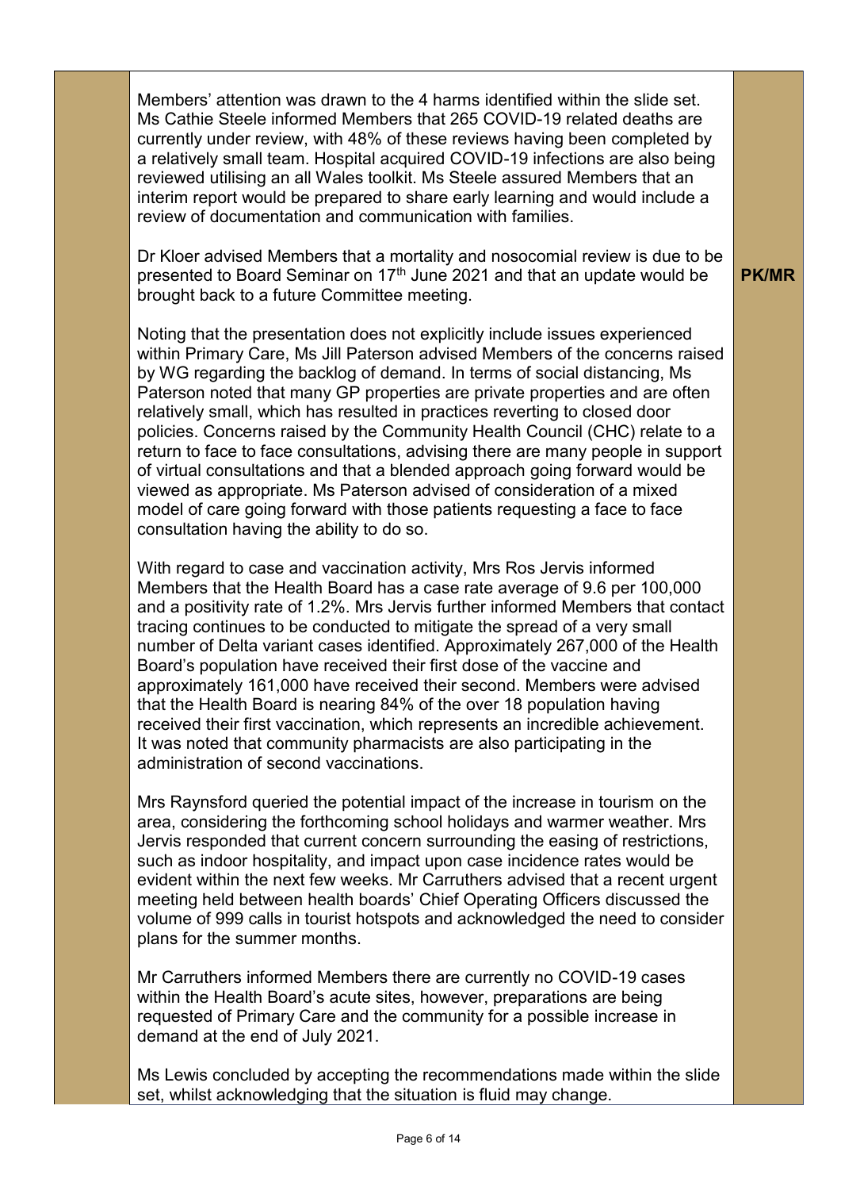Members' attention was drawn to the 4 harms identified within the slide set. Ms Cathie Steele informed Members that 265 COVID-19 related deaths are currently under review, with 48% of these reviews having been completed by a relatively small team. Hospital acquired COVID-19 infections are also being reviewed utilising an all Wales toolkit. Ms Steele assured Members that an interim report would be prepared to share early learning and would include a review of documentation and communication with families.

Dr Kloer advised Members that a mortality and nosocomial review is due to be presented to Board Seminar on 17th June 2021 and that an update would be brought back to a future Committee meeting. **PK/MR**

Noting that the presentation does not explicitly include issues experienced within Primary Care, Ms Jill Paterson advised Members of the concerns raised by WG regarding the backlog of demand. In terms of social distancing, Ms Paterson noted that many GP properties are private properties and are often relatively small, which has resulted in practices reverting to closed door policies. Concerns raised by the Community Health Council (CHC) relate to a return to face to face consultations, advising there are many people in support of virtual consultations and that a blended approach going forward would be viewed as appropriate. Ms Paterson advised of consideration of a mixed model of care going forward with those patients requesting a face to face consultation having the ability to do so.

With regard to case and vaccination activity, Mrs Ros Jervis informed Members that the Health Board has a case rate average of 9.6 per 100,000 and a positivity rate of 1.2%. Mrs Jervis further informed Members that contact tracing continues to be conducted to mitigate the spread of a very small number of Delta variant cases identified. Approximately 267,000 of the Health Board's population have received their first dose of the vaccine and approximately 161,000 have received their second. Members were advised that the Health Board is nearing 84% of the over 18 population having received their first vaccination, which represents an incredible achievement. It was noted that community pharmacists are also participating in the administration of second vaccinations.

Mrs Raynsford queried the potential impact of the increase in tourism on the area, considering the forthcoming school holidays and warmer weather. Mrs Jervis responded that current concern surrounding the easing of restrictions, such as indoor hospitality, and impact upon case incidence rates would be evident within the next few weeks. Mr Carruthers advised that a recent urgent meeting held between health boards' Chief Operating Officers discussed the volume of 999 calls in tourist hotspots and acknowledged the need to consider plans for the summer months.

Mr Carruthers informed Members there are currently no COVID-19 cases within the Health Board's acute sites, however, preparations are being requested of Primary Care and the community for a possible increase in demand at the end of July 2021.

Ms Lewis concluded by accepting the recommendations made within the slide set, whilst acknowledging that the situation is fluid may change.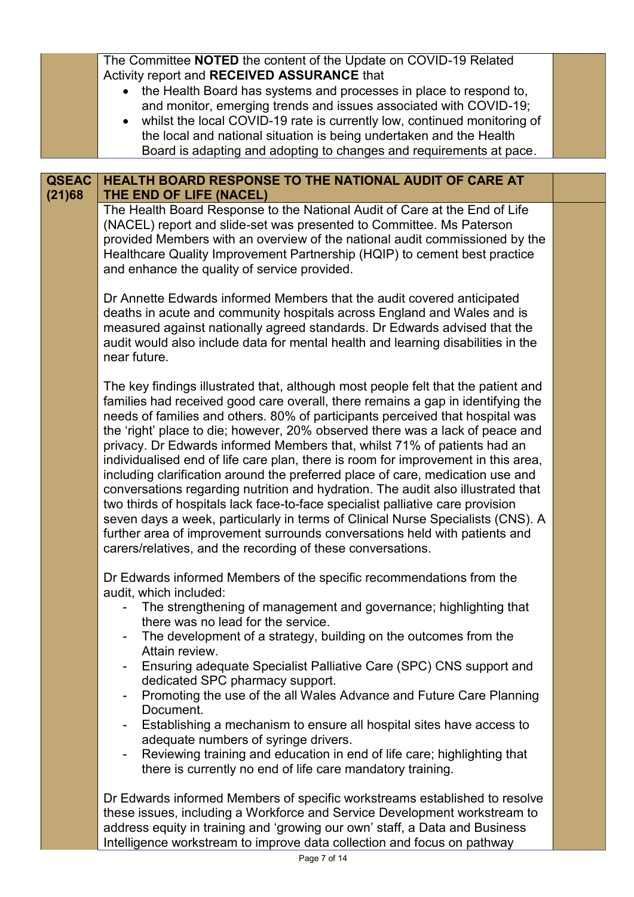The Committee **NOTED** the content of the Update on COVID-19 Related Activity report and **RECEIVED ASSURANCE** that

- the Health Board has systems and processes in place to respond to, and monitor, emerging trends and issues associated with COVID-19;
- whilst the local COVID-19 rate is currently low, continued monitoring of the local and national situation is being undertaken and the Health Board is adapting and adopting to changes and requirements at pace.

**QSEAC (21)68** **HEALTH BOARD RESPONSE TO THE NATIONAL AUDIT OF CARE AT THE END OF LIFE (NACEL)**

The Health Board Response to the National Audit of Care at the End of Life (NACEL) report and slide-set was presented to Committee. Ms Paterson provided Members with an overview of the national audit commissioned by the Healthcare Quality Improvement Partnership (HQIP) to cement best practice and enhance the quality of service provided.

Dr Annette Edwards informed Members that the audit covered anticipated deaths in acute and community hospitals across England and Wales and is measured against nationally agreed standards. Dr Edwards advised that the audit would also include data for mental health and learning disabilities in the near future.

The key findings illustrated that, although most people felt that the patient and families had received good care overall, there remains a gap in identifying the needs of families and others. 80% of participants perceived that hospital was the 'right' place to die; however, 20% observed there was a lack of peace and privacy. Dr Edwards informed Members that, whilst 71% of patients had an individualised end of life care plan, there is room for improvement in this area, including clarification around the preferred place of care, medication use and conversations regarding nutrition and hydration. The audit also illustrated that two thirds of hospitals lack face-to-face specialist palliative care provision seven days a week, particularly in terms of Clinical Nurse Specialists (CNS). A further area of improvement surrounds conversations held with patients and carers/relatives, and the recording of these conversations.

Dr Edwards informed Members of the specific recommendations from the audit, which included:

- The strengthening of management and governance; highlighting that there was no lead for the service.
- The development of a strategy, building on the outcomes from the Attain review.
- Ensuring adequate Specialist Palliative Care (SPC) CNS support and dedicated SPC pharmacy support.
- Promoting the use of the all Wales Advance and Future Care Planning Document.
- Establishing a mechanism to ensure all hospital sites have access to adequate numbers of syringe drivers.
- Reviewing training and education in end of life care; highlighting that there is currently no end of life care mandatory training.

Dr Edwards informed Members of specific workstreams established to resolve these issues, including a Workforce and Service Development workstream to address equity in training and 'growing our own' staff, a Data and Business Intelligence workstream to improve data collection and focus on pathway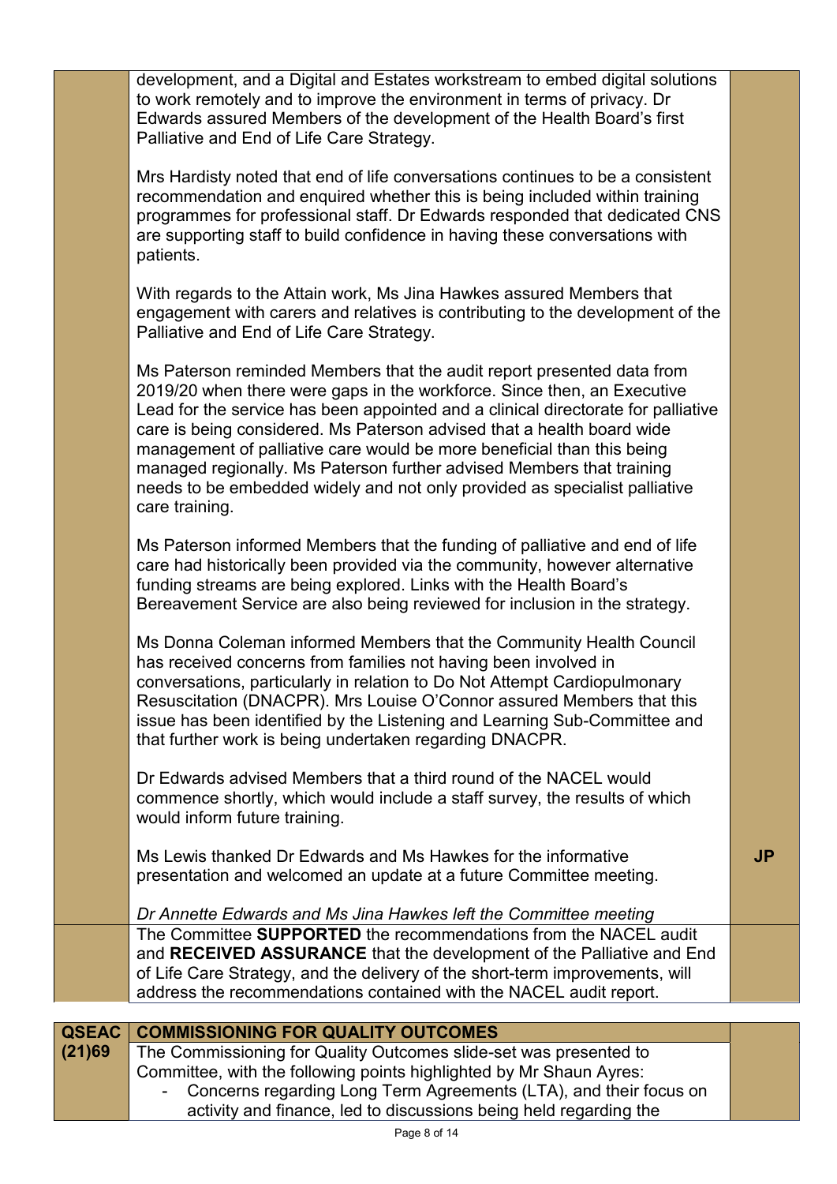| | | |
|---|---|---|
| | development, and a Digital and Estates workstream to embed digital solutions to work remotely and to improve the environment in terms of privacy. Dr Edwards assured Members of the development of the Health Board's first Palliative and End of Life Care Strategy.<br><br>Mrs Hardisty noted that end of life conversations continues to be a consistent recommendation and enquired whether this is being included within training programmes for professional staff. Dr Edwards responded that dedicated CNS are supporting staff to build confidence in having these conversations with patients.<br><br>With regards to the Attain work, Ms Jina Hawkes assured Members that engagement with carers and relatives is contributing to the development of the Palliative and End of Life Care Strategy.<br><br>Ms Paterson reminded Members that the audit report presented data from 2019/20 when there were gaps in the workforce. Since then, an Executive Lead for the service has been appointed and a clinical directorate for palliative care is being considered. Ms Paterson advised that a health board wide management of palliative care would be more beneficial than this being managed regionally. Ms Paterson further advised Members that training needs to be embedded widely and not only provided as specialist palliative care training.<br><br>Ms Paterson informed Members that the funding of palliative and end of life care had historically been provided via the community, however alternative funding streams are being explored. Links with the Health Board's Bereavement Service are also being reviewed for inclusion in the strategy.<br><br>Ms Donna Coleman informed Members that the Community Health Council has received concerns from families not having been involved in conversations, particularly in relation to Do Not Attempt Cardiopulmonary Resuscitation (DNACPR). Mrs Louise O'Connor assured Members that this issue has been identified by the Listening and Learning Sub-Committee and that further work is being undertaken regarding DNACPR.<br><br>Dr Edwards advised Members that a third round of the NACEL would commence shortly, which would include a staff survey, the results of which would inform future training.<br><br>Ms Lewis thanked Dr Edwards and Ms Hawkes for the informative presentation and welcomed an update at a future Committee meeting.<br><br>*Dr Annette Edwards and Ms Jina Hawkes left the Committee meeting* | **JP** |
| | The Committee **SUPPORTED** the recommendations from the NACEL audit and **RECEIVED ASSURANCE** that the development of the Palliative and End of Life Care Strategy, and the delivery of the short-term improvements, will address the recommendations contained with the NACEL audit report. | |

| | | |
|---|---|---|
| **QSEAC (21)69** | **COMMISSIONING FOR QUALITY OUTCOMES** | |
| | The Commissioning for Quality Outcomes slide-set was presented to Committee, with the following points highlighted by Mr Shaun Ayres:<br>- Concerns regarding Long Term Agreements (LTA), and their focus on activity and finance, led to discussions being held regarding the | |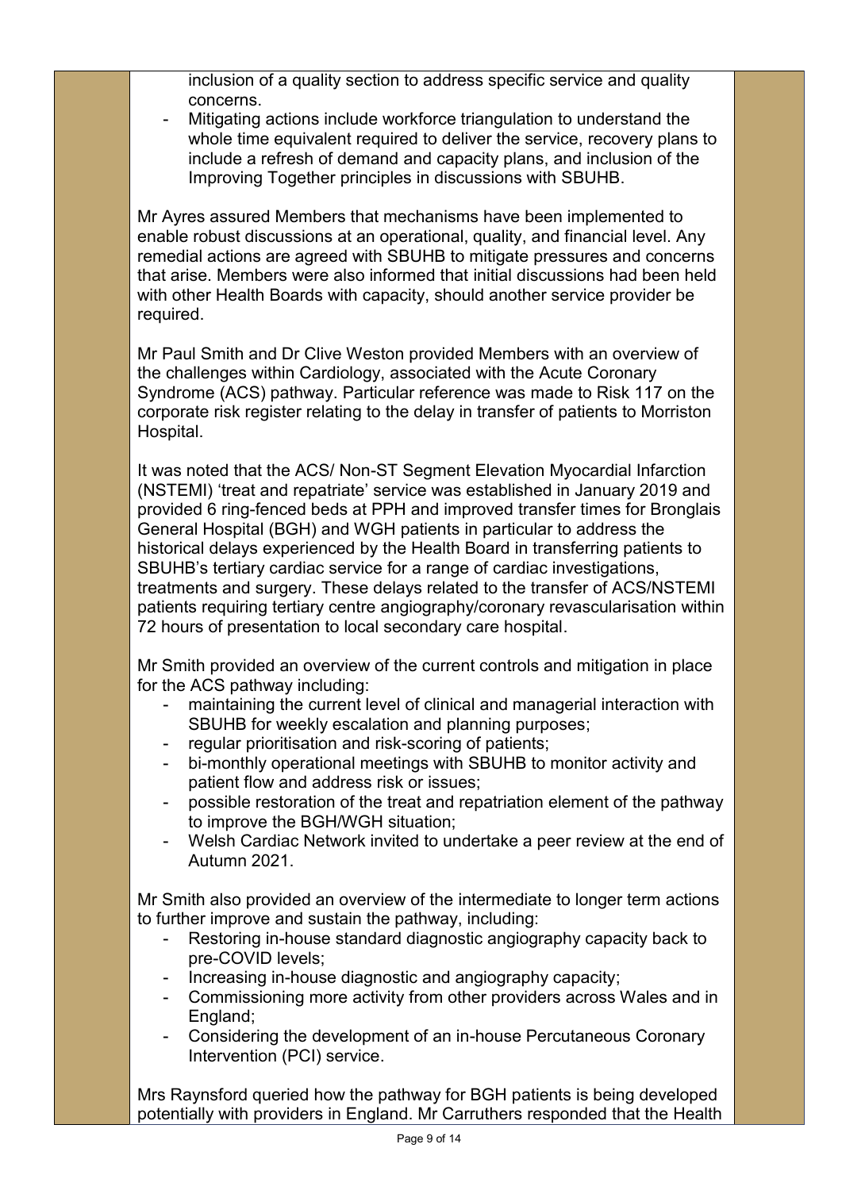inclusion of a quality section to address specific service and quality concerns.

- Mitigating actions include workforce triangulation to understand the whole time equivalent required to deliver the service, recovery plans to include a refresh of demand and capacity plans, and inclusion of the Improving Together principles in discussions with SBUHB.

Mr Ayres assured Members that mechanisms have been implemented to enable robust discussions at an operational, quality, and financial level. Any remedial actions are agreed with SBUHB to mitigate pressures and concerns that arise. Members were also informed that initial discussions had been held with other Health Boards with capacity, should another service provider be required.

Mr Paul Smith and Dr Clive Weston provided Members with an overview of the challenges within Cardiology, associated with the Acute Coronary Syndrome (ACS) pathway. Particular reference was made to Risk 117 on the corporate risk register relating to the delay in transfer of patients to Morriston Hospital.

It was noted that the ACS/ Non-ST Segment Elevation Myocardial Infarction (NSTEMI) 'treat and repatriate' service was established in January 2019 and provided 6 ring-fenced beds at PPH and improved transfer times for Bronglais General Hospital (BGH) and WGH patients in particular to address the historical delays experienced by the Health Board in transferring patients to SBUHB's tertiary cardiac service for a range of cardiac investigations, treatments and surgery. These delays related to the transfer of ACS/NSTEMI patients requiring tertiary centre angiography/coronary revascularisation within 72 hours of presentation to local secondary care hospital.

Mr Smith provided an overview of the current controls and mitigation in place for the ACS pathway including:

- maintaining the current level of clinical and managerial interaction with SBUHB for weekly escalation and planning purposes;
- regular prioritisation and risk-scoring of patients;
- bi-monthly operational meetings with SBUHB to monitor activity and patient flow and address risk or issues;
- possible restoration of the treat and repatriation element of the pathway to improve the BGH/WGH situation;
- Welsh Cardiac Network invited to undertake a peer review at the end of Autumn 2021.

Mr Smith also provided an overview of the intermediate to longer term actions to further improve and sustain the pathway, including:

- Restoring in-house standard diagnostic angiography capacity back to pre-COVID levels;
- Increasing in-house diagnostic and angiography capacity;
- Commissioning more activity from other providers across Wales and in England;
- Considering the development of an in-house Percutaneous Coronary Intervention (PCI) service.

Mrs Raynsford queried how the pathway for BGH patients is being developed potentially with providers in England. Mr Carruthers responded that the Health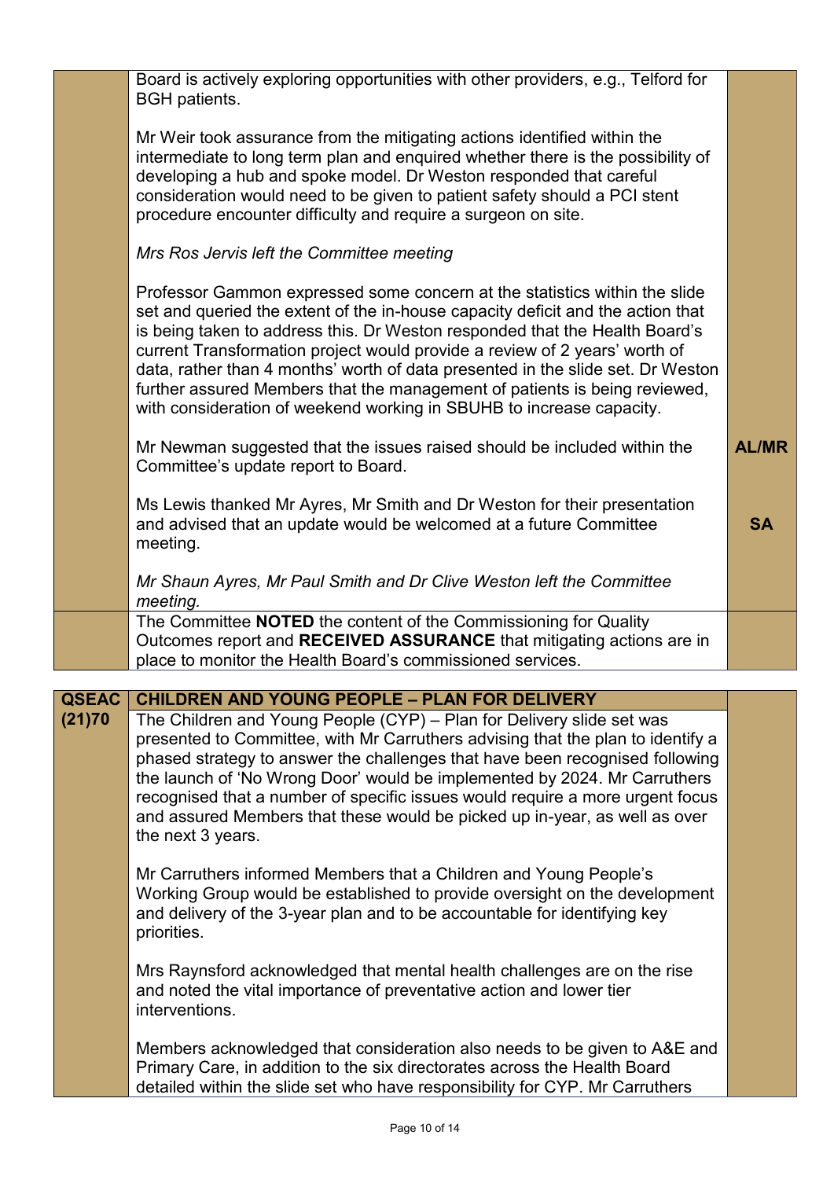| | | |
|---|---|---|
| | Board is actively exploring opportunities with other providers, e.g., Telford for BGH patients.<br><br>Mr Weir took assurance from the mitigating actions identified within the intermediate to long term plan and enquired whether there is the possibility of developing a hub and spoke model. Dr Weston responded that careful consideration would need to be given to patient safety should a PCI stent procedure encounter difficulty and require a surgeon on site.<br><br>*Mrs Ros Jervis left the Committee meeting*<br><br>Professor Gammon expressed some concern at the statistics within the slide set and queried the extent of the in-house capacity deficit and the action that is being taken to address this. Dr Weston responded that the Health Board's current Transformation project would provide a review of 2 years' worth of data, rather than 4 months' worth of data presented in the slide set. Dr Weston further assured Members that the management of patients is being reviewed, with consideration of weekend working in SBUHB to increase capacity.<br><br>Mr Newman suggested that the issues raised should be included within the Committee's update report to Board.<br><br>Ms Lewis thanked Mr Ayres, Mr Smith and Dr Weston for their presentation and advised that an update would be welcomed at a future Committee meeting.<br><br>*Mr Shaun Ayres, Mr Paul Smith and Dr Clive Weston left the Committee meeting.* | **AL/MR**<br><br>**SA** |
| | The Committee **NOTED** the content of the Commissioning for Quality Outcomes report and **RECEIVED ASSURANCE** that mitigating actions are in place to monitor the Health Board's commissioned services. | |

| | | |
|---|---|---|
| **QSEAC (21)70** | **CHILDREN AND YOUNG PEOPLE – PLAN FOR DELIVERY** | |
| | The Children and Young People (CYP) – Plan for Delivery slide set was presented to Committee, with Mr Carruthers advising that the plan to identify a phased strategy to answer the challenges that have been recognised following the launch of 'No Wrong Door' would be implemented by 2024. Mr Carruthers recognised that a number of specific issues would require a more urgent focus and assured Members that these would be picked up in-year, as well as over the next 3 years.<br><br>Mr Carruthers informed Members that a Children and Young People's Working Group would be established to provide oversight on the development and delivery of the 3-year plan and to be accountable for identifying key priorities.<br><br>Mrs Raynsford acknowledged that mental health challenges are on the rise and noted the vital importance of preventative action and lower tier interventions.<br><br>Members acknowledged that consideration also needs to be given to A&E and Primary Care, in addition to the six directorates across the Health Board detailed within the slide set who have responsibility for CYP. Mr Carruthers | |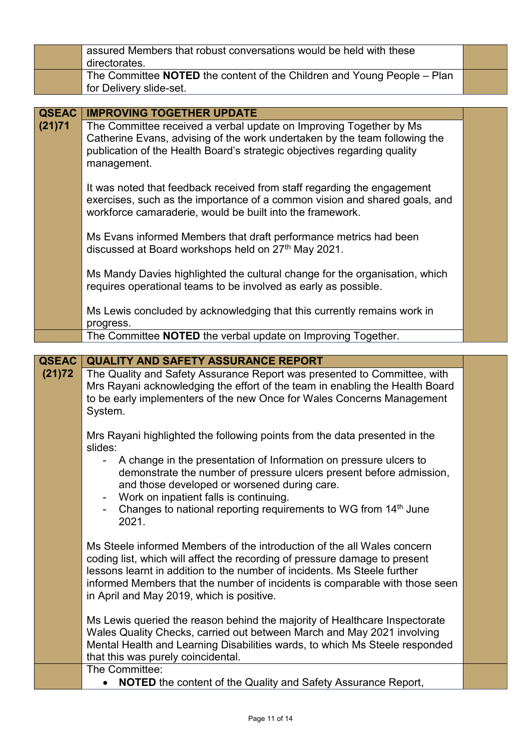| | | |
|---|---|---|
| | assured Members that robust conversations would be held with these directorates. | |
| | The Committee **NOTED** the content of the Children and Young People – Plan for Delivery slide-set. | |

| **QSEAC (21)71** | **IMPROVING TOGETHER UPDATE** | |
|---|---|---|
| | The Committee received a verbal update on Improving Together by Ms Catherine Evans, advising of the work undertaken by the team following the publication of the Health Board's strategic objectives regarding quality management.<br><br>It was noted that feedback received from staff regarding the engagement exercises, such as the importance of a common vision and shared goals, and workforce camaraderie, would be built into the framework.<br><br>Ms Evans informed Members that draft performance metrics had been discussed at Board workshops held on 27th May 2021.<br><br>Ms Mandy Davies highlighted the cultural change for the organisation, which requires operational teams to be involved as early as possible.<br><br>Ms Lewis concluded by acknowledging that this currently remains work in progress. | |
| | The Committee **NOTED** the verbal update on Improving Together. | |

| **QSEAC (21)72** | **QUALITY AND SAFETY ASSURANCE REPORT** | |
|---|---|---|
| | The Quality and Safety Assurance Report was presented to Committee, with Mrs Rayani acknowledging the effort of the team in enabling the Health Board to be early implementers of the new Once for Wales Concerns Management System.<br><br>Mrs Rayani highlighted the following points from the data presented in the slides:<br>- A change in the presentation of Information on pressure ulcers to demonstrate the number of pressure ulcers present before admission, and those developed or worsened during care.<br>- Work on inpatient falls is continuing.<br>- Changes to national reporting requirements to WG from 14th June 2021.<br><br>Ms Steele informed Members of the introduction of the all Wales concern coding list, which will affect the recording of pressure damage to present lessons learnt in addition to the number of incidents. Ms Steele further informed Members that the number of incidents is comparable with those seen in April and May 2019, which is positive.<br><br>Ms Lewis queried the reason behind the majority of Healthcare Inspectorate Wales Quality Checks, carried out between March and May 2021 involving Mental Health and Learning Disabilities wards, to which Ms Steele responded that this was purely coincidental. | |
| | The Committee:<br>• **NOTED** the content of the Quality and Safety Assurance Report, | |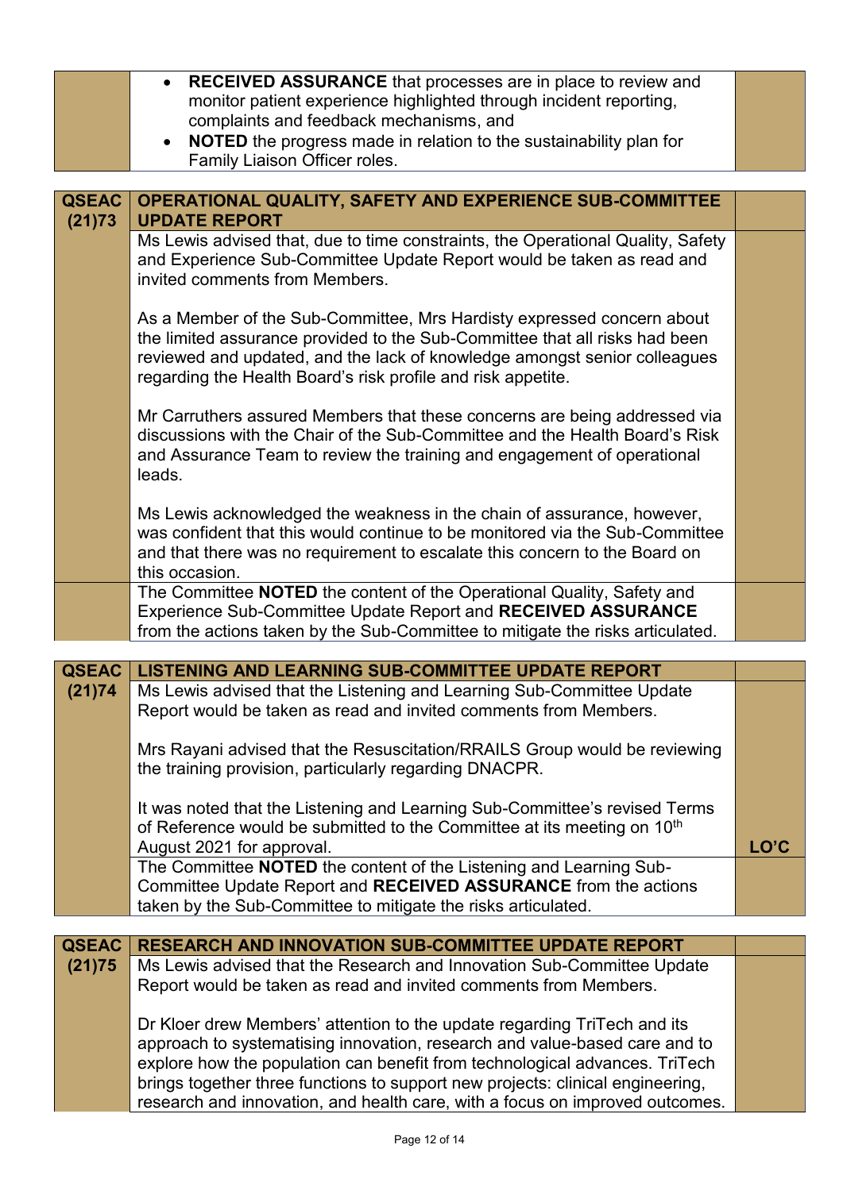| | | |
|---|---|---|
| | • **RECEIVED ASSURANCE** that processes are in place to review and monitor patient experience highlighted through incident reporting, complaints and feedback mechanisms, and<br>• **NOTED** the progress made in relation to the sustainability plan for Family Liaison Officer roles. | |

| **QSEAC (21)73** | **OPERATIONAL QUALITY, SAFETY AND EXPERIENCE SUB-COMMITTEE UPDATE REPORT** | |
|---|---|---|
| | Ms Lewis advised that, due to time constraints, the Operational Quality, Safety and Experience Sub-Committee Update Report would be taken as read and invited comments from Members.<br><br>As a Member of the Sub-Committee, Mrs Hardisty expressed concern about the limited assurance provided to the Sub-Committee that all risks had been reviewed and updated, and the lack of knowledge amongst senior colleagues regarding the Health Board's risk profile and risk appetite.<br><br>Mr Carruthers assured Members that these concerns are being addressed via discussions with the Chair of the Sub-Committee and the Health Board's Risk and Assurance Team to review the training and engagement of operational leads.<br><br>Ms Lewis acknowledged the weakness in the chain of assurance, however, was confident that this would continue to be monitored via the Sub-Committee and that there was no requirement to escalate this concern to the Board on this occasion. | |
| | The Committee **NOTED** the content of the Operational Quality, Safety and Experience Sub-Committee Update Report and **RECEIVED ASSURANCE** from the actions taken by the Sub-Committee to mitigate the risks articulated. | |

| **QSEAC (21)74** | **LISTENING AND LEARNING SUB-COMMITTEE UPDATE REPORT** | |
|---|---|---|
| | Ms Lewis advised that the Listening and Learning Sub-Committee Update Report would be taken as read and invited comments from Members.<br><br>Mrs Rayani advised that the Resuscitation/RRAILS Group would be reviewing the training provision, particularly regarding DNACPR.<br><br>It was noted that the Listening and Learning Sub-Committee's revised Terms of Reference would be submitted to the Committee at its meeting on 10th August 2021 for approval. | **LO'C** |
| | The Committee **NOTED** the content of the Listening and Learning Sub-Committee Update Report and **RECEIVED ASSURANCE** from the actions taken by the Sub-Committee to mitigate the risks articulated. | |

| **QSEAC (21)75** | **RESEARCH AND INNOVATION SUB-COMMITTEE UPDATE REPORT** | |
|---|---|---|
| | Ms Lewis advised that the Research and Innovation Sub-Committee Update Report would be taken as read and invited comments from Members.<br><br>Dr Kloer drew Members' attention to the update regarding TriTech and its approach to systematising innovation, research and value-based care and to explore how the population can benefit from technological advances. TriTech brings together three functions to support new projects: clinical engineering, research and innovation, and health care, with a focus on improved outcomes. | |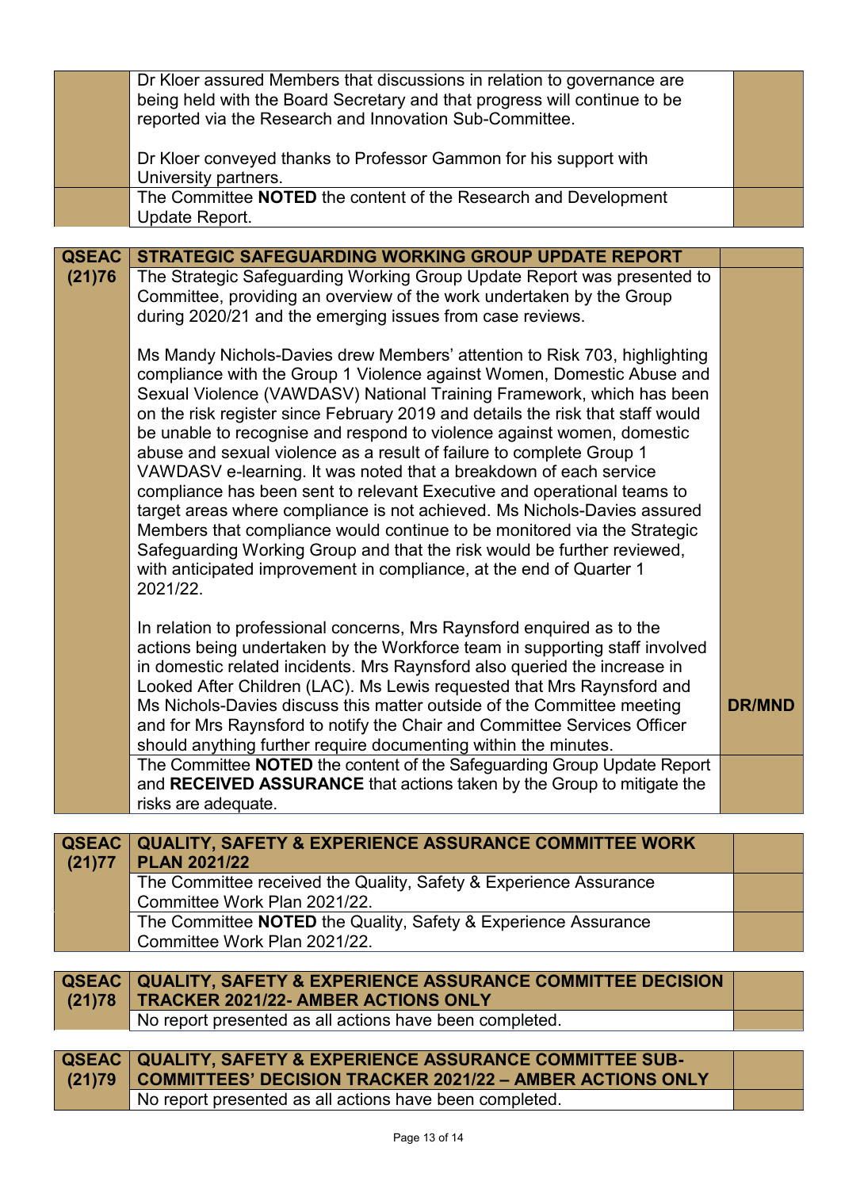| | | |
|---|---|---|
| | Dr Kloer assured Members that discussions in relation to governance are being held with the Board Secretary and that progress will continue to be reported via the Research and Innovation Sub-Committee.<br><br>Dr Kloer conveyed thanks to Professor Gammon for his support with University partners. | |
| | The Committee **NOTED** the content of the Research and Development Update Report. | |

| | | |
|---|---|---|
| **QSEAC (21)76** | **STRATEGIC SAFEGUARDING WORKING GROUP UPDATE REPORT** | |
| | The Strategic Safeguarding Working Group Update Report was presented to Committee, providing an overview of the work undertaken by the Group during 2020/21 and the emerging issues from case reviews.<br><br>Ms Mandy Nichols-Davies drew Members' attention to Risk 703, highlighting compliance with the Group 1 Violence against Women, Domestic Abuse and Sexual Violence (VAWDASV) National Training Framework, which has been on the risk register since February 2019 and details the risk that staff would be unable to recognise and respond to violence against women, domestic abuse and sexual violence as a result of failure to complete Group 1 VAWDASV e-learning. It was noted that a breakdown of each service compliance has been sent to relevant Executive and operational teams to target areas where compliance is not achieved. Ms Nichols-Davies assured Members that compliance would continue to be monitored via the Strategic Safeguarding Working Group and that the risk would be further reviewed, with anticipated improvement in compliance, at the end of Quarter 1 2021/22.<br><br>In relation to professional concerns, Mrs Raynsford enquired as to the actions being undertaken by the Workforce team in supporting staff involved in domestic related incidents. Mrs Raynsford also queried the increase in Looked After Children (LAC). Ms Lewis requested that Mrs Raynsford and Ms Nichols-Davies discuss this matter outside of the Committee meeting and for Mrs Raynsford to notify the Chair and Committee Services Officer should anything further require documenting within the minutes. | **DR/MND** |
| | The Committee **NOTED** the content of the Safeguarding Group Update Report and **RECEIVED ASSURANCE** that actions taken by the Group to mitigate the risks are adequate. | |

| | | |
|---|---|---|
| **QSEAC (21)77** | **QUALITY, SAFETY & EXPERIENCE ASSURANCE COMMITTEE WORK PLAN 2021/22** | |
| | The Committee received the Quality, Safety & Experience Assurance Committee Work Plan 2021/22. | |
| | The Committee **NOTED** the Quality, Safety & Experience Assurance Committee Work Plan 2021/22. | |

| | | |
|---|---|---|
| **QSEAC (21)78** | **QUALITY, SAFETY & EXPERIENCE ASSURANCE COMMITTEE DECISION TRACKER 2021/22- AMBER ACTIONS ONLY** | |
| | No report presented as all actions have been completed. | |

| | | |
|---|---|---|
| **QSEAC (21)79** | **QUALITY, SAFETY & EXPERIENCE ASSURANCE COMMITTEE SUB-COMMITTEES' DECISION TRACKER 2021/22 – AMBER ACTIONS ONLY** | |
| | No report presented as all actions have been completed. | |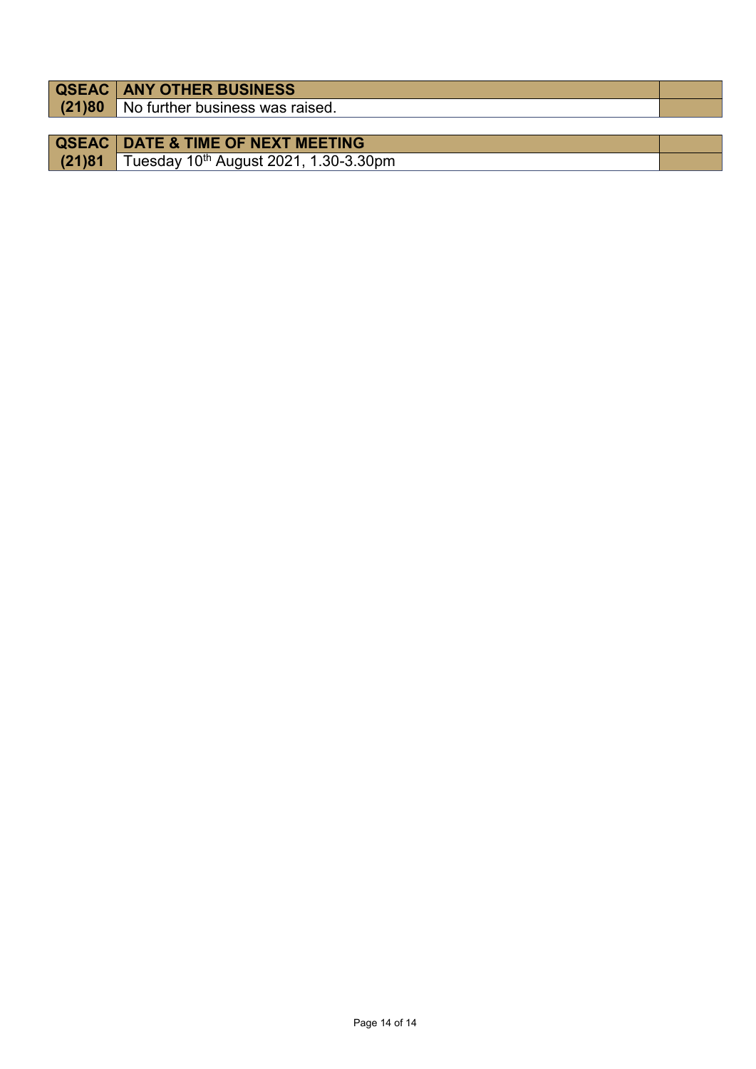| | | |
|---|---|---|
| **QSEAC (21)80** | **ANY OTHER BUSINESS** | |
| | No further business was raised. | |

| | | |
|---|---|---|
| **QSEAC (21)81** | **DATE & TIME OF NEXT MEETING** | |
| | Tuesday 10th August 2021, 1.30-3.30pm | |